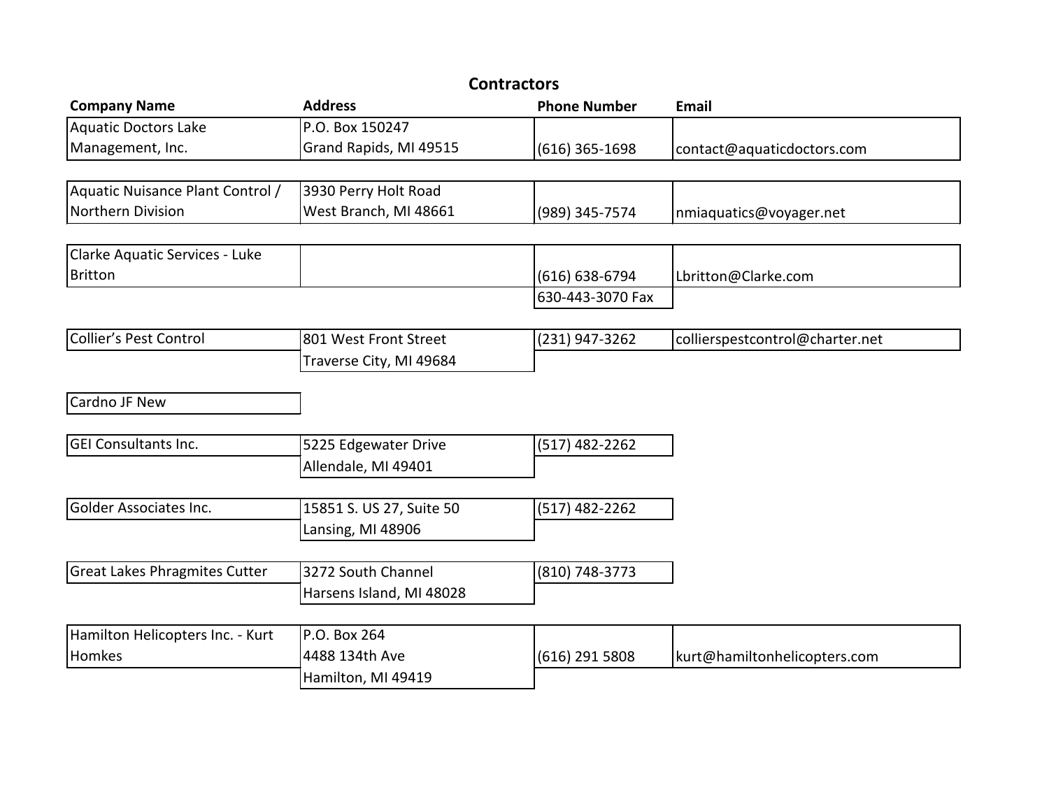## Contractors

| Company Name | Address | Phone Number | Email |
|---|---|---|---|
| Aquatic Doctors Lake Management, Inc. | P.O. Box 150247<br>Grand Rapids, MI 49515 | (616) 365-1698 | contact@aquaticdoctors.com |
| Aquatic Nuisance Plant Control / Northern Division | 3930 Perry Holt Road<br>West Branch, MI 48661 | (989) 345-7574 | nmiaquatics@voyager.net |
| Clarke Aquatic Services - Luke Britton | | (616) 638-6794<br>630-443-3070 Fax | Lbritton@Clarke.com |
| Collier's Pest Control | 801 West Front Street<br>Traverse City, MI 49684 | (231) 947-3262 | collierspestcontrol@charter.net |
| Cardno JF New | | | |
| GEI Consultants Inc. | 5225 Edgewater Drive<br>Allendale, MI 49401 | (517) 482-2262 | |
| Golder Associates Inc. | 15851 S. US 27, Suite 50<br>Lansing, MI 48906 | (517) 482-2262 | |
| Great Lakes Phragmites Cutter | 3272 South Channel<br>Harsens Island, MI 48028 | (810) 748-3773 | |
| Hamilton Helicopters Inc. - Kurt Homkes | P.O. Box 264<br>4488 134th Ave<br>Hamilton, MI 49419 | (616) 291 5808 | kurt@hamiltonhelicopters.com |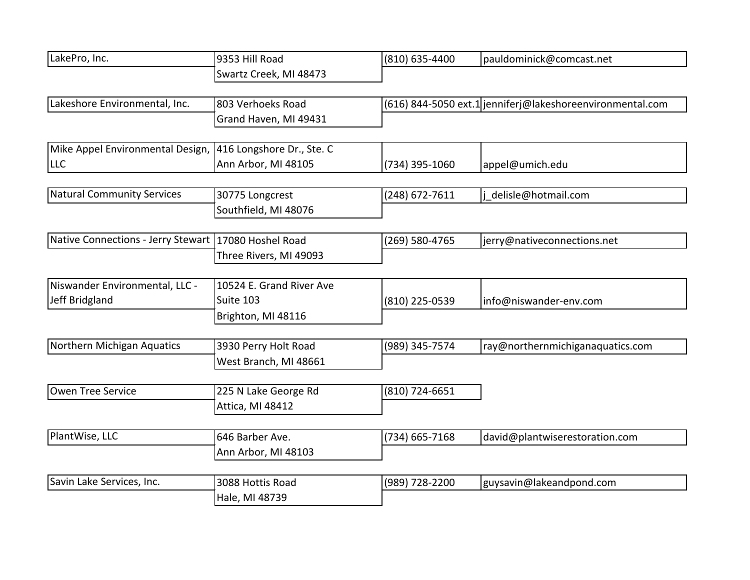| Company | Address | Phone | Email |
| --- | --- | --- | --- |
| LakePro, Inc. | 9353 Hill Road<br>Swartz Creek, MI 48473 | (810) 635-4400 | pauldominick@comcast.net |
| Lakeshore Environmental, Inc. | 803 Verhoeks Road<br>Grand Haven, MI 49431 | (616) 844-5050 ext.1 | jenniferj@lakeshoreenvironmental.com |
| Mike Appel Environmental Design, LLC | 416 Longshore Dr., Ste. C<br>Ann Arbor, MI 48105 | (734) 395-1060 | appel@umich.edu |
| Natural Community Services | 30775 Longcrest<br>Southfield, MI 48076 | (248) 672-7611 | j_delisle@hotmail.com |
| Native Connections - Jerry Stewart | 17080 Hoshel Road<br>Three Rivers, MI 49093 | (269) 580-4765 | jerry@nativeconnections.net |
| Niswander Environmental, LLC - Jeff Bridgland | 10524 E. Grand River Ave<br>Suite 103<br>Brighton, MI 48116 | (810) 225-0539 | info@niswander-env.com |
| Northern Michigan Aquatics | 3930 Perry Holt Road<br>West Branch, MI 48661 | (989) 345-7574 | ray@northernmichiganaquatics.com |
| Owen Tree Service | 225 N Lake George Rd<br>Attica, MI 48412 | (810) 724-6651 | |
| PlantWise, LLC | 646 Barber Ave.<br>Ann Arbor, MI 48103 | (734) 665-7168 | david@plantwiserestoration.com |
| Savin Lake Services, Inc. | 3088 Hottis Road<br>Hale, MI 48739 | (989) 728-2200 | guysavin@lakeandpond.com |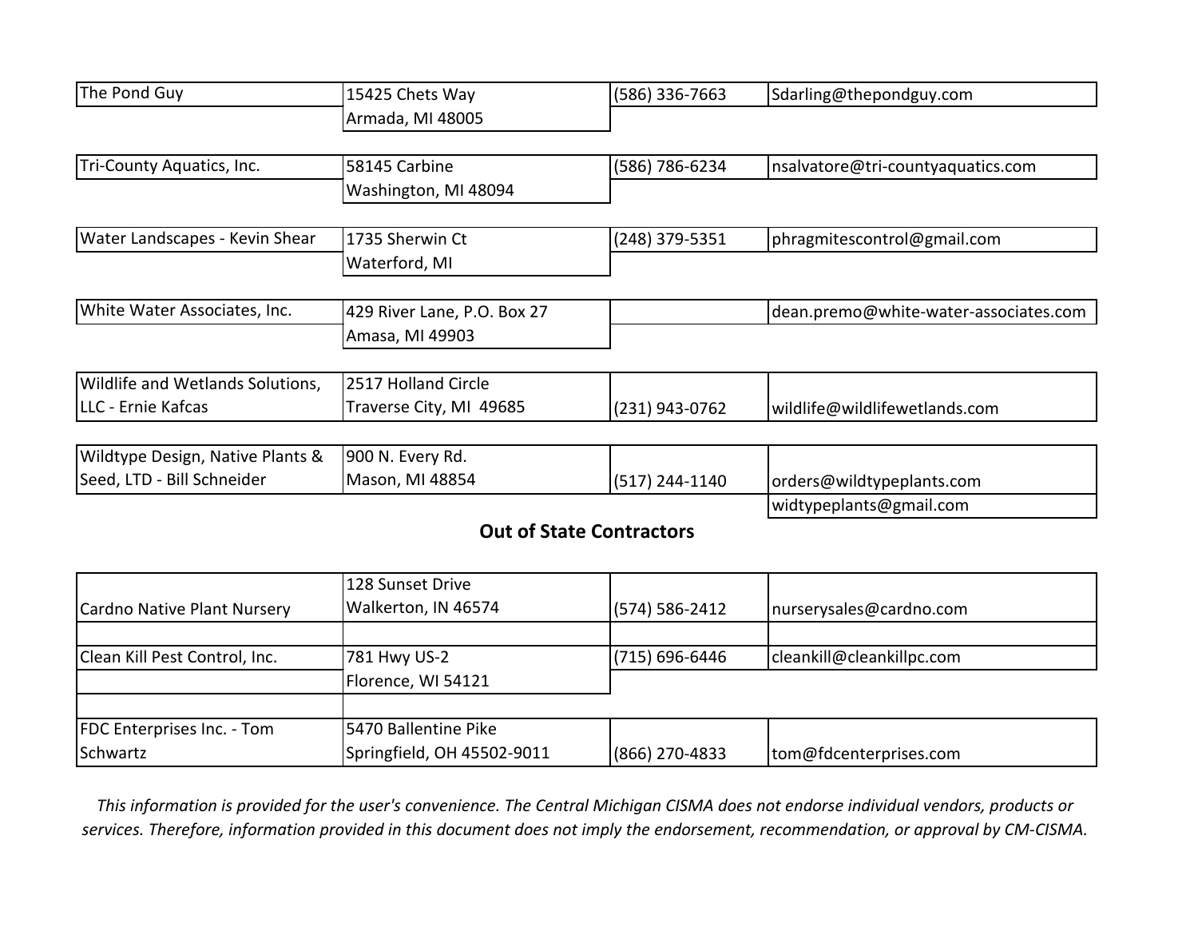| | | | |
|---|---|---|---|
| The Pond Guy | 15425 Chets Way<br>Armada, MI 48005 | (586) 336-7663 | Sdarling@thepondguy.com |
| Tri-County Aquatics, Inc. | 58145 Carbine<br>Washington, MI 48094 | (586) 786-6234 | nsalvatore@tri-countyaquatics.com |
| Water Landscapes - Kevin Shear | 1735 Sherwin Ct<br>Waterford, MI | (248) 379-5351 | phragmitescontrol@gmail.com |
| White Water Associates, Inc. | 429 River Lane, P.O. Box 27<br>Amasa, MI 49903 | | dean.premo@white-water-associates.com |
| Wildlife and Wetlands Solutions, LLC - Ernie Kafcas | 2517 Holland Circle<br>Traverse City, MI 49685 | (231) 943-0762 | wildlife@wildlifewetlands.com |
| Wildtype Design, Native Plants & Seed, LTD - Bill Schneider | 900 N. Every Rd.<br>Mason, MI 48854 | (517) 244-1140 | orders@wildtypeplants.com<br>widtypeplants@gmail.com |

## Out of State Contractors

| | | | |
|---|---|---|---|
| Cardno Native Plant Nursery | 128 Sunset Drive<br>Walkerton, IN 46574 | (574) 586-2412 | nurserysales@cardno.com |
| Clean Kill Pest Control, Inc. | 781 Hwy US-2<br>Florence, WI 54121 | (715) 696-6446 | cleankill@cleankillpc.com |
| FDC Enterprises Inc. - Tom Schwartz | 5470 Ballentine Pike<br>Springfield, OH 45502-9011 | (866) 270-4833 | tom@fdcenterprises.com |

*This information is provided for the user's convenience. The Central Michigan CISMA does not endorse individual vendors, products or services. Therefore, information provided in this document does not imply the endorsement, recommendation, or approval by CM-CISMA.*